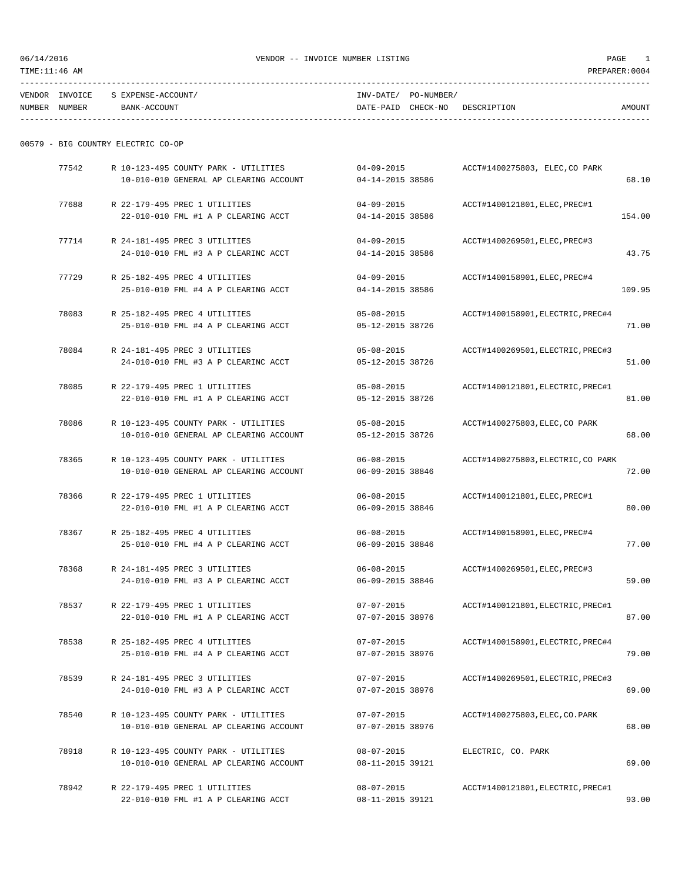06/14/2016 VENDOR -- INVOICE NUMBER LISTING PAGE 1

TIME:11:46 AM PREPARER:0004

| VENDOR NUMBER | INVOICE NUMBER | S EXPENSE-ACCOUNT/ BANK-ACCOUNT | INV-DATE/ DATE-PAID | PO-NUMBER/ CHECK-NO | DESCRIPTION | AMOUNT |
|---|---|---|---|---|---|---|

## 00579 - BIG COUNTRY ELECTRIC CO-OP

| INVOICE NUMBER | S EXPENSE-ACCOUNT/ BANK-ACCOUNT | INV-DATE/ DATE-PAID | PO-NUMBER/ CHECK-NO | DESCRIPTION | AMOUNT |
|---|---|---|---|---|---|
| 77542 | R 10-123-495 COUNTY PARK - UTILITIES | 04-09-2015 | | ACCT#1400275803, ELEC,CO PARK | |
| | 10-010-010 GENERAL AP CLEARING ACCOUNT | 04-14-2015 | 38586 | | 68.10 |
| 77688 | R 22-179-495 PREC 1 UTILITIES | 04-09-2015 | | ACCT#1400121801,ELEC,PREC#1 | |
| | 22-010-010 FML #1 A P CLEARING ACCT | 04-14-2015 | 38586 | | 154.00 |
| 77714 | R 24-181-495 PREC 3 UTILITIES | 04-09-2015 | | ACCT#1400269501,ELEC,PREC#3 | |
| | 24-010-010 FML #3 A P CLEARINC ACCT | 04-14-2015 | 38586 | | 43.75 |
| 77729 | R 25-182-495 PREC 4 UTILITIES | 04-09-2015 | | ACCT#1400158901,ELEC,PREC#4 | |
| | 25-010-010 FML #4 A P CLEARING ACCT | 04-14-2015 | 38586 | | 109.95 |
| 78083 | R 25-182-495 PREC 4 UTILITIES | 05-08-2015 | | ACCT#1400158901,ELECTRIC,PREC#4 | |
| | 25-010-010 FML #4 A P CLEARING ACCT | 05-12-2015 | 38726 | | 71.00 |
| 78084 | R 24-181-495 PREC 3 UTILITIES | 05-08-2015 | | ACCT#1400269501,ELECTRIC,PREC#3 | |
| | 24-010-010 FML #3 A P CLEARINC ACCT | 05-12-2015 | 38726 | | 51.00 |
| 78085 | R 22-179-495 PREC 1 UTILITIES | 05-08-2015 | | ACCT#1400121801,ELECTRIC,PREC#1 | |
| | 22-010-010 FML #1 A P CLEARING ACCT | 05-12-2015 | 38726 | | 81.00 |
| 78086 | R 10-123-495 COUNTY PARK - UTILITIES | 05-08-2015 | | ACCT#1400275803,ELEC,CO PARK | |
| | 10-010-010 GENERAL AP CLEARING ACCOUNT | 05-12-2015 | 38726 | | 68.00 |
| 78365 | R 10-123-495 COUNTY PARK - UTILITIES | 06-08-2015 | | ACCT#1400275803,ELECTRIC,CO PARK | |
| | 10-010-010 GENERAL AP CLEARING ACCOUNT | 06-09-2015 | 38846 | | 72.00 |
| 78366 | R 22-179-495 PREC 1 UTILITIES | 06-08-2015 | | ACCT#1400121801,ELEC,PREC#1 | |
| | 22-010-010 FML #1 A P CLEARING ACCT | 06-09-2015 | 38846 | | 80.00 |
| 78367 | R 25-182-495 PREC 4 UTILITIES | 06-08-2015 | | ACCT#1400158901,ELEC,PREC#4 | |
| | 25-010-010 FML #4 A P CLEARING ACCT | 06-09-2015 | 38846 | | 77.00 |
| 78368 | R 24-181-495 PREC 3 UTILITIES | 06-08-2015 | | ACCT#1400269501,ELEC,PREC#3 | |
| | 24-010-010 FML #3 A P CLEARINC ACCT | 06-09-2015 | 38846 | | 59.00 |
| 78537 | R 22-179-495 PREC 1 UTILITIES | 07-07-2015 | | ACCT#1400121801,ELECTRIC,PREC#1 | |
| | 22-010-010 FML #1 A P CLEARING ACCT | 07-07-2015 | 38976 | | 87.00 |
| 78538 | R 25-182-495 PREC 4 UTILITIES | 07-07-2015 | | ACCT#1400158901,ELECTRIC,PREC#4 | |
| | 25-010-010 FML #4 A P CLEARING ACCT | 07-07-2015 | 38976 | | 79.00 |
| 78539 | R 24-181-495 PREC 3 UTILITIES | 07-07-2015 | | ACCT#1400269501,ELECTRIC,PREC#3 | |
| | 24-010-010 FML #3 A P CLEARINC ACCT | 07-07-2015 | 38976 | | 69.00 |
| 78540 | R 10-123-495 COUNTY PARK - UTILITIES | 07-07-2015 | | ACCT#1400275803,ELEC,CO.PARK | |
| | 10-010-010 GENERAL AP CLEARING ACCOUNT | 07-07-2015 | 38976 | | 68.00 |
| 78918 | R 10-123-495 COUNTY PARK - UTILITIES | 08-07-2015 | | ELECTRIC, CO. PARK | |
| | 10-010-010 GENERAL AP CLEARING ACCOUNT | 08-11-2015 | 39121 | | 69.00 |
| 78942 | R 22-179-495 PREC 1 UTILITIES | 08-07-2015 | | ACCT#1400121801,ELECTRIC,PREC#1 | |
| | 22-010-010 FML #1 A P CLEARING ACCT | 08-11-2015 | 39121 | | 93.00 |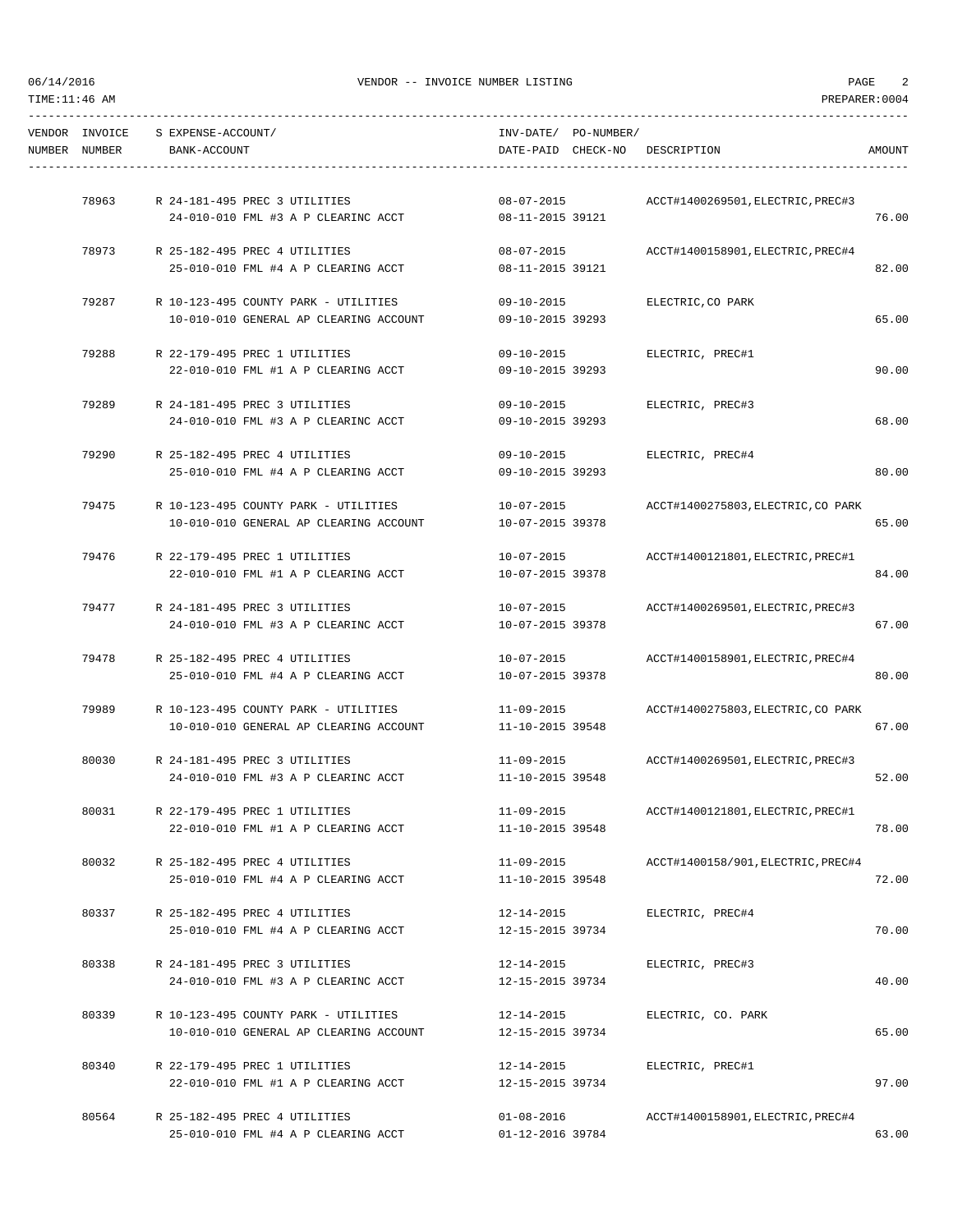VENDOR -- INVOICE NUMBER LISTING

| VENDOR NUMBER | INVOICE NUMBER | S | EXPENSE-ACCOUNT/ BANK-ACCOUNT | INV-DATE/ DATE-PAID | PO-NUMBER/ CHECK-NO | DESCRIPTION | AMOUNT |
|---|---|---|---|---|---|---|---|
| | 78963 | R | 24-181-495 PREC 3 UTILITIES<br>24-010-010 FML #3 A P CLEARINC ACCT | 08-07-2015<br>08-11-2015 | 39121 | ACCT#1400269501,ELECTRIC,PREC#3 | 76.00 |
| | 78973 | R | 25-182-495 PREC 4 UTILITIES<br>25-010-010 FML #4 A P CLEARING ACCT | 08-07-2015<br>08-11-2015 | 39121 | ACCT#1400158901,ELECTRIC,PREC#4 | 82.00 |
| | 79287 | R | 10-123-495 COUNTY PARK - UTILITIES<br>10-010-010 GENERAL AP CLEARING ACCOUNT | 09-10-2015<br>09-10-2015 | 39293 | ELECTRIC,CO PARK | 65.00 |
| | 79288 | R | 22-179-495 PREC 1 UTILITIES<br>22-010-010 FML #1 A P CLEARING ACCT | 09-10-2015<br>09-10-2015 | 39293 | ELECTRIC, PREC#1 | 90.00 |
| | 79289 | R | 24-181-495 PREC 3 UTILITIES<br>24-010-010 FML #3 A P CLEARINC ACCT | 09-10-2015<br>09-10-2015 | 39293 | ELECTRIC, PREC#3 | 68.00 |
| | 79290 | R | 25-182-495 PREC 4 UTILITIES<br>25-010-010 FML #4 A P CLEARING ACCT | 09-10-2015<br>09-10-2015 | 39293 | ELECTRIC, PREC#4 | 80.00 |
| | 79475 | R | 10-123-495 COUNTY PARK - UTILITIES<br>10-010-010 GENERAL AP CLEARING ACCOUNT | 10-07-2015<br>10-07-2015 | 39378 | ACCT#1400275803,ELECTRIC,CO PARK | 65.00 |
| | 79476 | R | 22-179-495 PREC 1 UTILITIES<br>22-010-010 FML #1 A P CLEARING ACCT | 10-07-2015<br>10-07-2015 | 39378 | ACCT#1400121801,ELECTRIC,PREC#1 | 84.00 |
| | 79477 | R | 24-181-495 PREC 3 UTILITIES<br>24-010-010 FML #3 A P CLEARINC ACCT | 10-07-2015<br>10-07-2015 | 39378 | ACCT#1400269501,ELECTRIC,PREC#3 | 67.00 |
| | 79478 | R | 25-182-495 PREC 4 UTILITIES<br>25-010-010 FML #4 A P CLEARING ACCT | 10-07-2015<br>10-07-2015 | 39378 | ACCT#1400158901,ELECTRIC,PREC#4 | 80.00 |
| | 79989 | R | 10-123-495 COUNTY PARK - UTILITIES<br>10-010-010 GENERAL AP CLEARING ACCOUNT | 11-09-2015<br>11-10-2015 | 39548 | ACCT#1400275803,ELECTRIC,CO PARK | 67.00 |
| | 80030 | R | 24-181-495 PREC 3 UTILITIES<br>24-010-010 FML #3 A P CLEARINC ACCT | 11-09-2015<br>11-10-2015 | 39548 | ACCT#1400269501,ELECTRIC,PREC#3 | 52.00 |
| | 80031 | R | 22-179-495 PREC 1 UTILITIES<br>22-010-010 FML #1 A P CLEARING ACCT | 11-09-2015<br>11-10-2015 | 39548 | ACCT#1400121801,ELECTRIC,PREC#1 | 78.00 |
| | 80032 | R | 25-182-495 PREC 4 UTILITIES<br>25-010-010 FML #4 A P CLEARING ACCT | 11-09-2015<br>11-10-2015 | 39548 | ACCT#1400158/901,ELECTRIC,PREC#4 | 72.00 |
| | 80337 | R | 25-182-495 PREC 4 UTILITIES<br>25-010-010 FML #4 A P CLEARING ACCT | 12-14-2015<br>12-15-2015 | 39734 | ELECTRIC, PREC#4 | 70.00 |
| | 80338 | R | 24-181-495 PREC 3 UTILITIES<br>24-010-010 FML #3 A P CLEARINC ACCT | 12-14-2015<br>12-15-2015 | 39734 | ELECTRIC, PREC#3 | 40.00 |
| | 80339 | R | 10-123-495 COUNTY PARK - UTILITIES<br>10-010-010 GENERAL AP CLEARING ACCOUNT | 12-14-2015<br>12-15-2015 | 39734 | ELECTRIC, CO. PARK | 65.00 |
| | 80340 | R | 22-179-495 PREC 1 UTILITIES<br>22-010-010 FML #1 A P CLEARING ACCT | 12-14-2015<br>12-15-2015 | 39734 | ELECTRIC, PREC#1 | 97.00 |
| | 80564 | R | 25-182-495 PREC 4 UTILITIES<br>25-010-010 FML #4 A P CLEARING ACCT | 01-08-2016<br>01-12-2016 | 39784 | ACCT#1400158901,ELECTRIC,PREC#4 | 63.00 |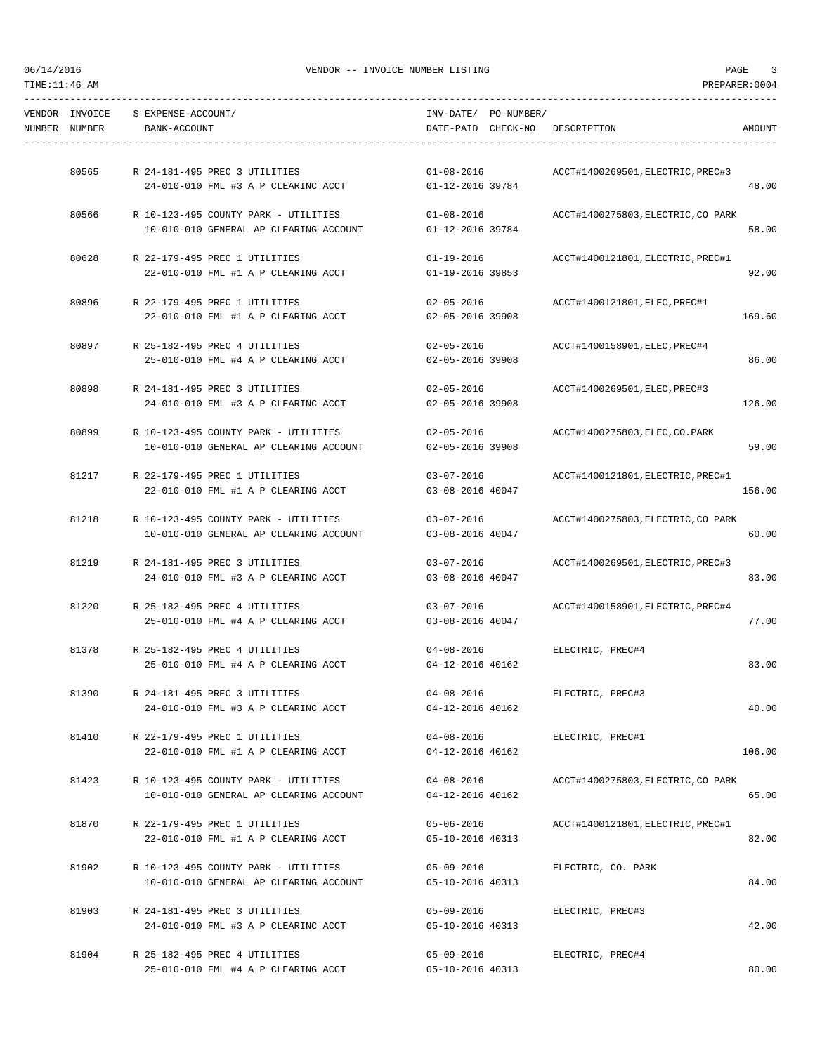# VENDOR -- INVOICE NUMBER LISTING

06/14/2016
TIME:11:46 AM
PREPARER:0004

| VENDOR NUMBER | INVOICE NUMBER | S | EXPENSE-ACCOUNT/ BANK-ACCOUNT | INV-DATE/ DATE-PAID | PO-NUMBER/ CHECK-NO | DESCRIPTION | AMOUNT |
|---|---|---|---|---|---|---|---|
| | 80565 | R | 24-181-495 PREC 3 UTILITIES<br>24-010-010 FML #3 A P CLEARINC ACCT | 01-08-2016<br>01-12-2016 | 39784 | ACCT#1400269501,ELECTRIC,PREC#3 | 48.00 |
| | 80566 | R | 10-123-495 COUNTY PARK - UTILITIES<br>10-010-010 GENERAL AP CLEARING ACCOUNT | 01-08-2016<br>01-12-2016 | 39784 | ACCT#1400275803,ELECTRIC,CO PARK | 58.00 |
| | 80628 | R | 22-179-495 PREC 1 UTILITIES<br>22-010-010 FML #1 A P CLEARING ACCT | 01-19-2016<br>01-19-2016 | 39853 | ACCT#1400121801,ELECTRIC,PREC#1 | 92.00 |
| | 80896 | R | 22-179-495 PREC 1 UTILITIES<br>22-010-010 FML #1 A P CLEARING ACCT | 02-05-2016<br>02-05-2016 | 39908 | ACCT#1400121801,ELEC,PREC#1 | 169.60 |
| | 80897 | R | 25-182-495 PREC 4 UTILITIES<br>25-010-010 FML #4 A P CLEARING ACCT | 02-05-2016<br>02-05-2016 | 39908 | ACCT#1400158901,ELEC,PREC#4 | 86.00 |
| | 80898 | R | 24-181-495 PREC 3 UTILITIES<br>24-010-010 FML #3 A P CLEARINC ACCT | 02-05-2016<br>02-05-2016 | 39908 | ACCT#1400269501,ELEC,PREC#3 | 126.00 |
| | 80899 | R | 10-123-495 COUNTY PARK - UTILITIES<br>10-010-010 GENERAL AP CLEARING ACCOUNT | 02-05-2016<br>02-05-2016 | 39908 | ACCT#1400275803,ELEC,CO.PARK | 59.00 |
| | 81217 | R | 22-179-495 PREC 1 UTILITIES<br>22-010-010 FML #1 A P CLEARING ACCT | 03-07-2016<br>03-08-2016 | 40047 | ACCT#1400121801,ELECTRIC,PREC#1 | 156.00 |
| | 81218 | R | 10-123-495 COUNTY PARK - UTILITIES<br>10-010-010 GENERAL AP CLEARING ACCOUNT | 03-07-2016<br>03-08-2016 | 40047 | ACCT#1400275803,ELECTRIC,CO PARK | 60.00 |
| | 81219 | R | 24-181-495 PREC 3 UTILITIES<br>24-010-010 FML #3 A P CLEARINC ACCT | 03-07-2016<br>03-08-2016 | 40047 | ACCT#1400269501,ELECTRIC,PREC#3 | 83.00 |
| | 81220 | R | 25-182-495 PREC 4 UTILITIES<br>25-010-010 FML #4 A P CLEARING ACCT | 03-07-2016<br>03-08-2016 | 40047 | ACCT#1400158901,ELECTRIC,PREC#4 | 77.00 |
| | 81378 | R | 25-182-495 PREC 4 UTILITIES<br>25-010-010 FML #4 A P CLEARING ACCT | 04-08-2016<br>04-12-2016 | 40162 | ELECTRIC, PREC#4 | 83.00 |
| | 81390 | R | 24-181-495 PREC 3 UTILITIES<br>24-010-010 FML #3 A P CLEARINC ACCT | 04-08-2016<br>04-12-2016 | 40162 | ELECTRIC, PREC#3 | 40.00 |
| | 81410 | R | 22-179-495 PREC 1 UTILITIES<br>22-010-010 FML #1 A P CLEARING ACCT | 04-08-2016<br>04-12-2016 | 40162 | ELECTRIC, PREC#1 | 106.00 |
| | 81423 | R | 10-123-495 COUNTY PARK - UTILITIES<br>10-010-010 GENERAL AP CLEARING ACCOUNT | 04-08-2016<br>04-12-2016 | 40162 | ACCT#1400275803,ELECTRIC,CO PARK | 65.00 |
| | 81870 | R | 22-179-495 PREC 1 UTILITIES<br>22-010-010 FML #1 A P CLEARING ACCT | 05-06-2016<br>05-10-2016 | 40313 | ACCT#1400121801,ELECTRIC,PREC#1 | 82.00 |
| | 81902 | R | 10-123-495 COUNTY PARK - UTILITIES<br>10-010-010 GENERAL AP CLEARING ACCOUNT | 05-09-2016<br>05-10-2016 | 40313 | ELECTRIC, CO. PARK | 84.00 |
| | 81903 | R | 24-181-495 PREC 3 UTILITIES<br>24-010-010 FML #3 A P CLEARINC ACCT | 05-09-2016<br>05-10-2016 | 40313 | ELECTRIC, PREC#3 | 42.00 |
| | 81904 | R | 25-182-495 PREC 4 UTILITIES<br>25-010-010 FML #4 A P CLEARING ACCT | 05-09-2016<br>05-10-2016 | 40313 | ELECTRIC, PREC#4 | 80.00 |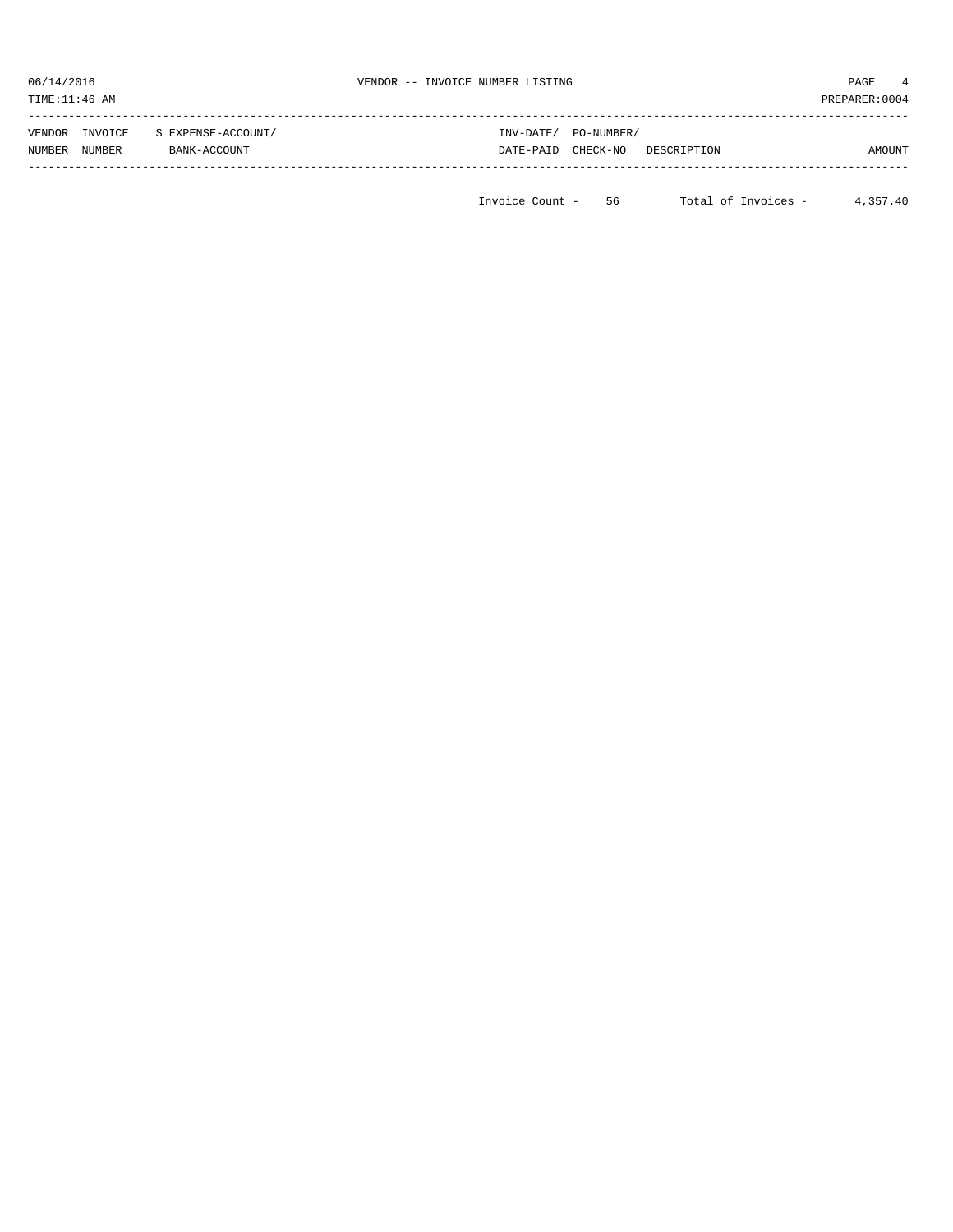| VENDOR NUMBER | INVOICE NUMBER | S EXPENSE-ACCOUNT/ BANK-ACCOUNT | INV-DATE/ DATE-PAID | PO-NUMBER/ CHECK-NO | DESCRIPTION | AMOUNT |
|---|---|---|---|---|---|---|

Invoice Count - 56 Total of Invoices - 4,357.40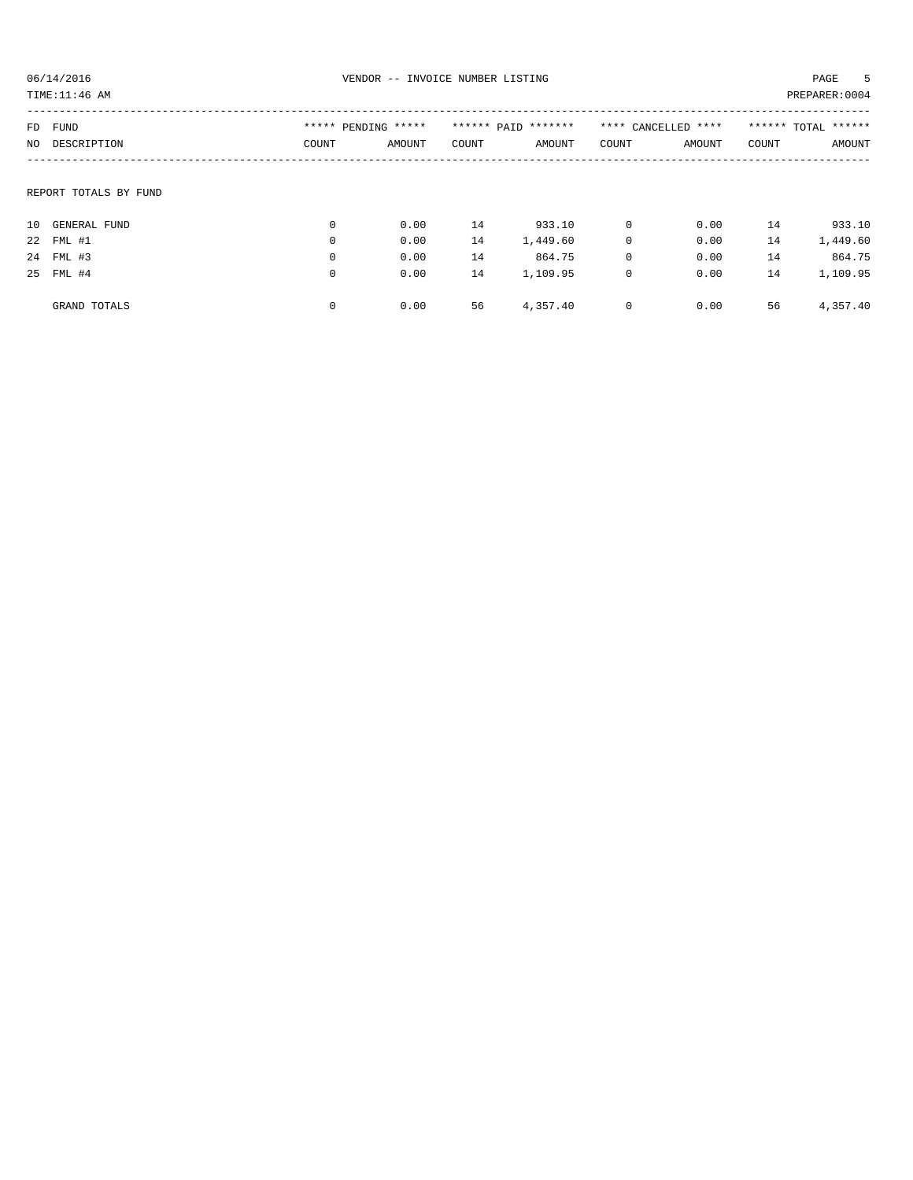06/14/2016 VENDOR -- INVOICE NUMBER LISTING

TIME:11:46 AM PREPARER:0004

| FD NO | FUND DESCRIPTION | ***** PENDING ***** COUNT | AMOUNT | ****** PAID ******* COUNT | AMOUNT | **** CANCELLED **** COUNT | AMOUNT | ****** TOTAL ****** COUNT | AMOUNT |
|---|---|---|---|---|---|---|---|---|---|
| | REPORT TOTALS BY FUND | | | | | | | | |
| 10 | GENERAL FUND | 0 | 0.00 | 14 | 933.10 | 0 | 0.00 | 14 | 933.10 |
| 22 | FML #1 | 0 | 0.00 | 14 | 1,449.60 | 0 | 0.00 | 14 | 1,449.60 |
| 24 | FML #3 | 0 | 0.00 | 14 | 864.75 | 0 | 0.00 | 14 | 864.75 |
| 25 | FML #4 | 0 | 0.00 | 14 | 1,109.95 | 0 | 0.00 | 14 | 1,109.95 |
| | GRAND TOTALS | 0 | 0.00 | 56 | 4,357.40 | 0 | 0.00 | 56 | 4,357.40 |